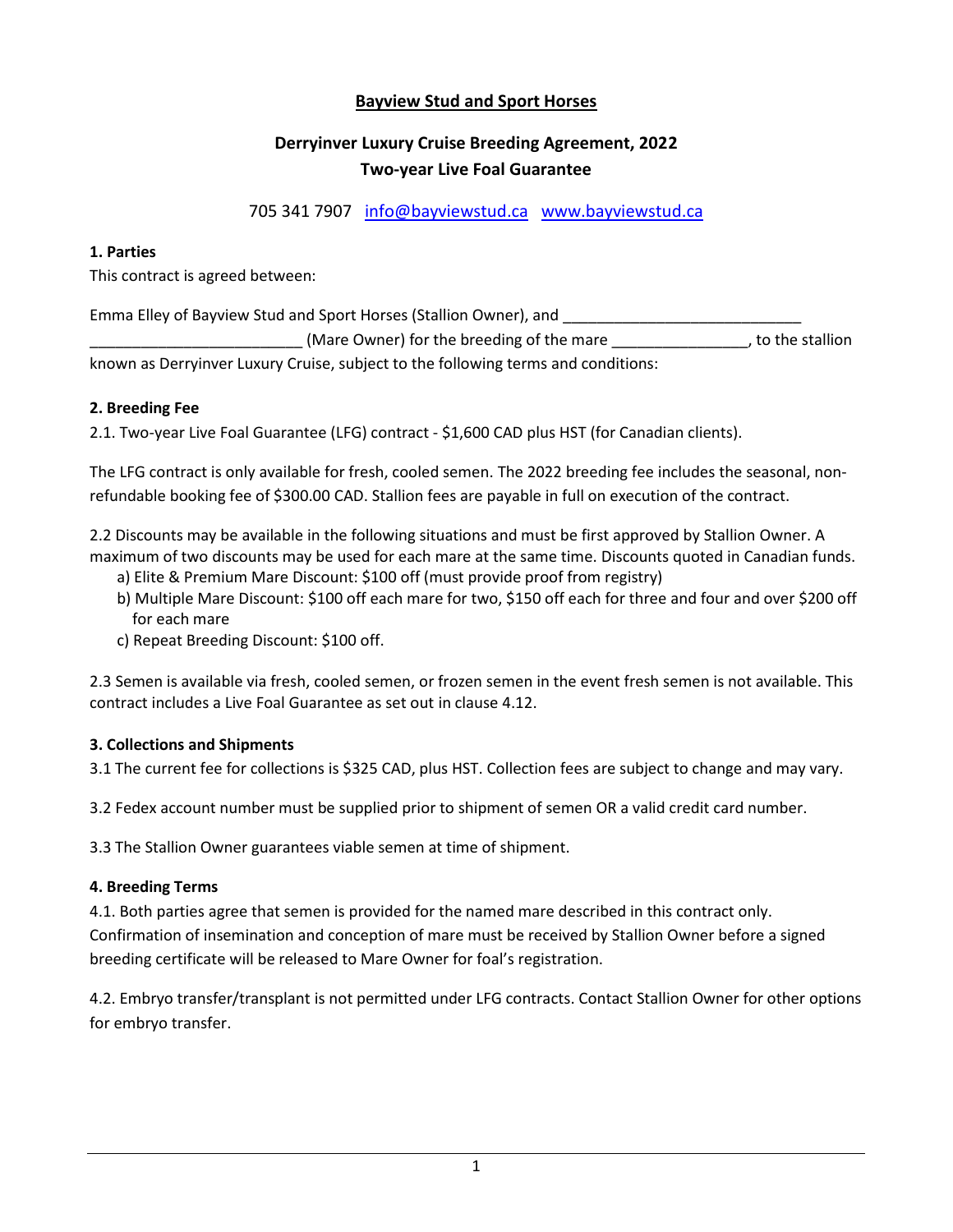# Bayview Stud and Sport Horses

## Derryinver Luxury Cruise Breeding Agreement, 2022
## Two-year Live Foal Guarantee

705 341 7907 info@bayviewstud.ca www.bayviewstud.ca

**1. Parties**

This contract is agreed between:

Emma Elley of Bayview Stud and Sport Horses (Stallion Owner), and ____________________________ _________________________ (Mare Owner) for the breeding of the mare ________________, to the stallion known as Derryinver Luxury Cruise, subject to the following terms and conditions:

**2. Breeding Fee**

2.1. Two-year Live Foal Guarantee (LFG) contract - $1,600 CAD plus HST (for Canadian clients).

The LFG contract is only available for fresh, cooled semen. The 2022 breeding fee includes the seasonal, non-refundable booking fee of $300.00 CAD. Stallion fees are payable in full on execution of the contract.

2.2 Discounts may be available in the following situations and must be first approved by Stallion Owner. A maximum of two discounts may be used for each mare at the same time. Discounts quoted in Canadian funds.

a) Elite & Premium Mare Discount: $100 off (must provide proof from registry)
b) Multiple Mare Discount: $100 off each mare for two, $150 off each for three and four and over $200 off for each mare
c) Repeat Breeding Discount: $100 off.

2.3 Semen is available via fresh, cooled semen, or frozen semen in the event fresh semen is not available. This contract includes a Live Foal Guarantee as set out in clause 4.12.

**3. Collections and Shipments**

3.1 The current fee for collections is $325 CAD, plus HST. Collection fees are subject to change and may vary.

3.2 Fedex account number must be supplied prior to shipment of semen OR a valid credit card number.

3.3 The Stallion Owner guarantees viable semen at time of shipment.

**4. Breeding Terms**

4.1. Both parties agree that semen is provided for the named mare described in this contract only. Confirmation of insemination and conception of mare must be received by Stallion Owner before a signed breeding certificate will be released to Mare Owner for foal's registration.

4.2. Embryo transfer/transplant is not permitted under LFG contracts. Contact Stallion Owner for other options for embryo transfer.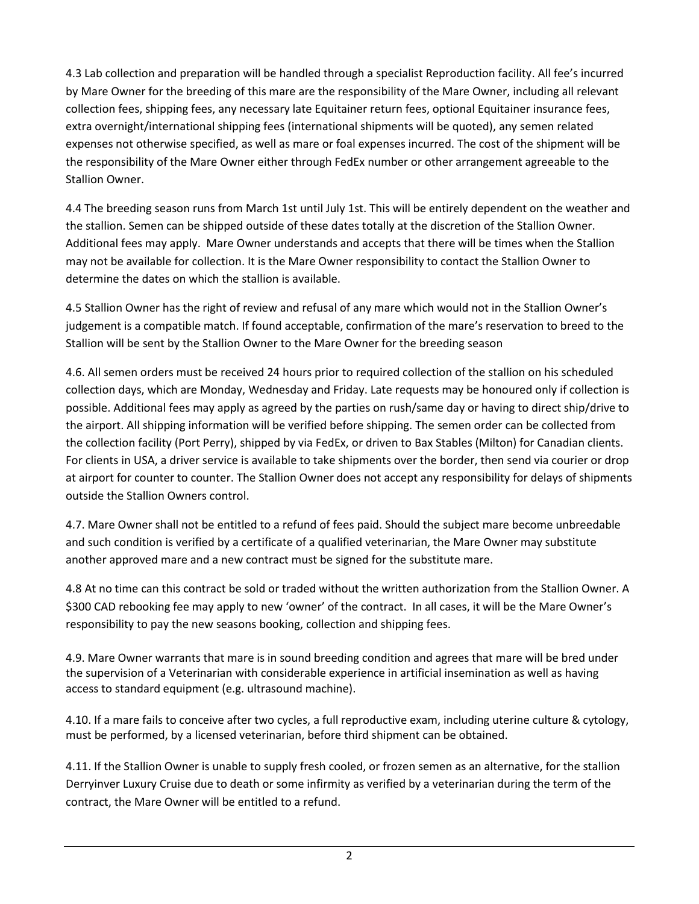4.3 Lab collection and preparation will be handled through a specialist Reproduction facility. All fee's incurred by Mare Owner for the breeding of this mare are the responsibility of the Mare Owner, including all relevant collection fees, shipping fees, any necessary late Equitainer return fees, optional Equitainer insurance fees, extra overnight/international shipping fees (international shipments will be quoted), any semen related expenses not otherwise specified, as well as mare or foal expenses incurred. The cost of the shipment will be the responsibility of the Mare Owner either through FedEx number or other arrangement agreeable to the Stallion Owner.

4.4 The breeding season runs from March 1st until July 1st. This will be entirely dependent on the weather and the stallion. Semen can be shipped outside of these dates totally at the discretion of the Stallion Owner. Additional fees may apply. Mare Owner understands and accepts that there will be times when the Stallion may not be available for collection. It is the Mare Owner responsibility to contact the Stallion Owner to determine the dates on which the stallion is available.

4.5 Stallion Owner has the right of review and refusal of any mare which would not in the Stallion Owner's judgement is a compatible match. If found acceptable, confirmation of the mare's reservation to breed to the Stallion will be sent by the Stallion Owner to the Mare Owner for the breeding season

4.6. All semen orders must be received 24 hours prior to required collection of the stallion on his scheduled collection days, which are Monday, Wednesday and Friday. Late requests may be honoured only if collection is possible. Additional fees may apply as agreed by the parties on rush/same day or having to direct ship/drive to the airport. All shipping information will be verified before shipping. The semen order can be collected from the collection facility (Port Perry), shipped by via FedEx, or driven to Bax Stables (Milton) for Canadian clients. For clients in USA, a driver service is available to take shipments over the border, then send via courier or drop at airport for counter to counter. The Stallion Owner does not accept any responsibility for delays of shipments outside the Stallion Owners control.

4.7. Mare Owner shall not be entitled to a refund of fees paid. Should the subject mare become unbreedable and such condition is verified by a certificate of a qualified veterinarian, the Mare Owner may substitute another approved mare and a new contract must be signed for the substitute mare.

4.8 At no time can this contract be sold or traded without the written authorization from the Stallion Owner. A $300 CAD rebooking fee may apply to new 'owner' of the contract. In all cases, it will be the Mare Owner's responsibility to pay the new seasons booking, collection and shipping fees.

4.9. Mare Owner warrants that mare is in sound breeding condition and agrees that mare will be bred under the supervision of a Veterinarian with considerable experience in artificial insemination as well as having access to standard equipment (e.g. ultrasound machine).

4.10. If a mare fails to conceive after two cycles, a full reproductive exam, including uterine culture & cytology, must be performed, by a licensed veterinarian, before third shipment can be obtained.

4.11. If the Stallion Owner is unable to supply fresh cooled, or frozen semen as an alternative, for the stallion Derryinver Luxury Cruise due to death or some infirmity as verified by a veterinarian during the term of the contract, the Mare Owner will be entitled to a refund.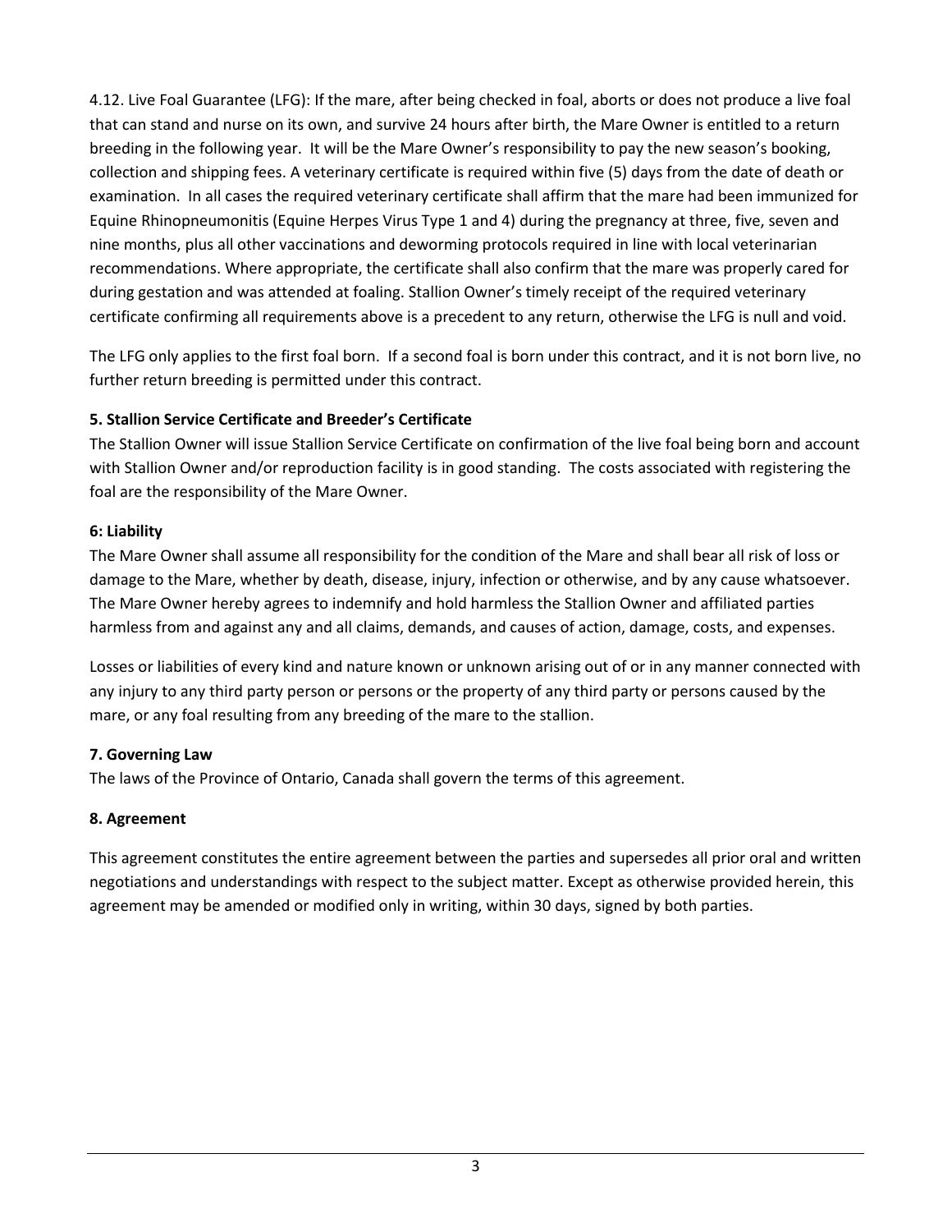4.12. Live Foal Guarantee (LFG): If the mare, after being checked in foal, aborts or does not produce a live foal that can stand and nurse on its own, and survive 24 hours after birth, the Mare Owner is entitled to a return breeding in the following year. It will be the Mare Owner's responsibility to pay the new season's booking, collection and shipping fees. A veterinary certificate is required within five (5) days from the date of death or examination. In all cases the required veterinary certificate shall affirm that the mare had been immunized for Equine Rhinopneumonitis (Equine Herpes Virus Type 1 and 4) during the pregnancy at three, five, seven and nine months, plus all other vaccinations and deworming protocols required in line with local veterinarian recommendations. Where appropriate, the certificate shall also confirm that the mare was properly cared for during gestation and was attended at foaling. Stallion Owner's timely receipt of the required veterinary certificate confirming all requirements above is a precedent to any return, otherwise the LFG is null and void.

The LFG only applies to the first foal born. If a second foal is born under this contract, and it is not born live, no further return breeding is permitted under this contract.

**5. Stallion Service Certificate and Breeder's Certificate**

The Stallion Owner will issue Stallion Service Certificate on confirmation of the live foal being born and account with Stallion Owner and/or reproduction facility is in good standing. The costs associated with registering the foal are the responsibility of the Mare Owner.

**6: Liability**

The Mare Owner shall assume all responsibility for the condition of the Mare and shall bear all risk of loss or damage to the Mare, whether by death, disease, injury, infection or otherwise, and by any cause whatsoever. The Mare Owner hereby agrees to indemnify and hold harmless the Stallion Owner and affiliated parties harmless from and against any and all claims, demands, and causes of action, damage, costs, and expenses.

Losses or liabilities of every kind and nature known or unknown arising out of or in any manner connected with any injury to any third party person or persons or the property of any third party or persons caused by the mare, or any foal resulting from any breeding of the mare to the stallion.

**7. Governing Law**

The laws of the Province of Ontario, Canada shall govern the terms of this agreement.

**8. Agreement**

This agreement constitutes the entire agreement between the parties and supersedes all prior oral and written negotiations and understandings with respect to the subject matter. Except as otherwise provided herein, this agreement may be amended or modified only in writing, within 30 days, signed by both parties.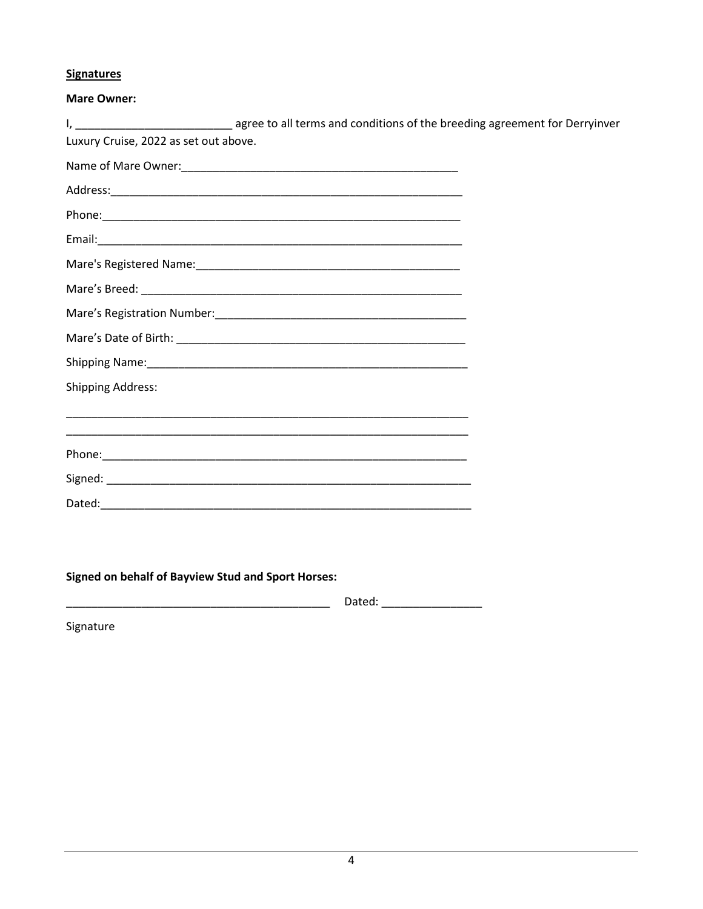**<u>Signatures</u>**

**Mare Owner:**

I, _________________________ agree to all terms and conditions of the breeding agreement for Derryinver Luxury Cruise, 2022 as set out above.

Name of Mare Owner:_____________________________________________

Address:_________________________________________________________

Phone:__________________________________________________________

Email:___________________________________________________________

Mare's Registered Name:___________________________________________

Mare's Breed: ____________________________________________________

Mare's Registration Number:________________________________________

Mare's Date of Birth: _______________________________________________

Shipping Name:____________________________________________________

Shipping Address:

_________________________________________________________________

_________________________________________________________________

Phone:___________________________________________________________

Signed: __________________________________________________________

Dated:___________________________________________________________

**Signed on behalf of Bayview Stud and Sport Horses:**

__________________________________________ Dated: ________________

Signature